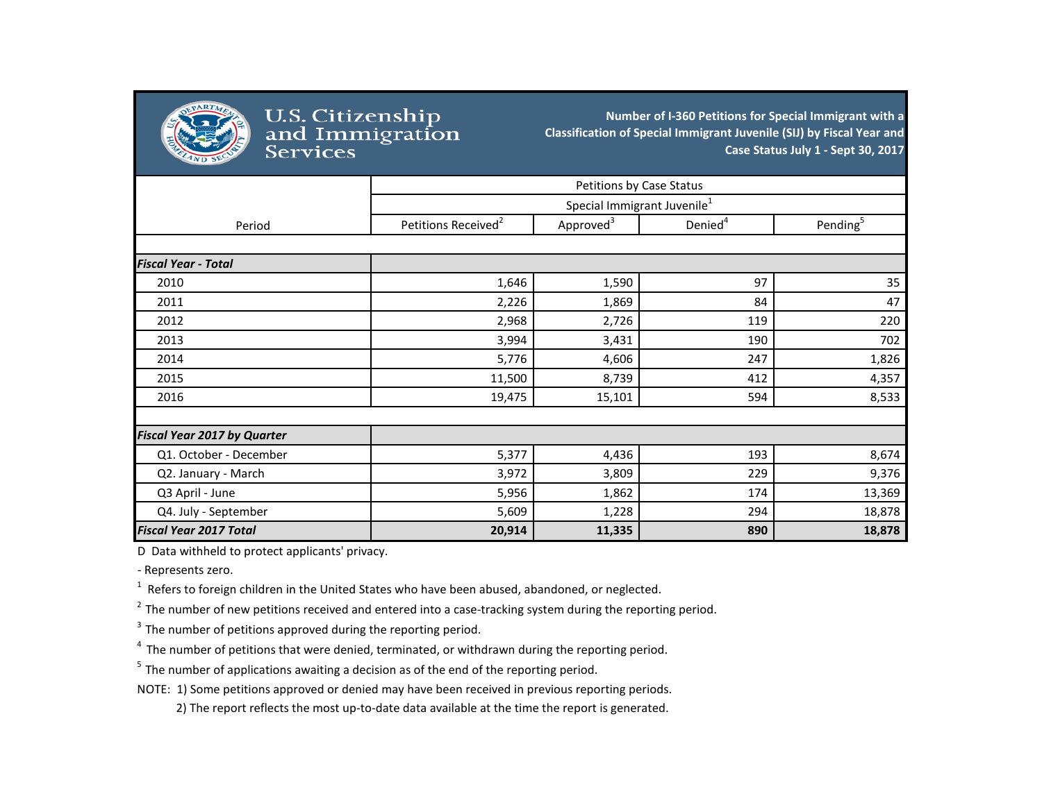# U.S. Citizenship and Immigration Services

**Number of I-360 Petitions for Special Immigrant with a Classification of Special Immigrant Juvenile (SIJ) by Fiscal Year and Case Status July 1 - Sept 30, 2017**

| Period | Petitions by Case Status | | | |
|---|---|---|---|---|
| | Special Immigrant Juvenile[1] | | | |
| | Petitions Received[2] | Approved[3] | Denied[4] | Pending[5] |
| ***Fiscal Year - Total*** | | | | |
| 2010 | 1,646 | 1,590 | 97 | 35 |
| 2011 | 2,226 | 1,869 | 84 | 47 |
| 2012 | 2,968 | 2,726 | 119 | 220 |
| 2013 | 3,994 | 3,431 | 190 | 702 |
| 2014 | 5,776 | 4,606 | 247 | 1,826 |
| 2015 | 11,500 | 8,739 | 412 | 4,357 |
| 2016 | 19,475 | 15,101 | 594 | 8,533 |
| ***Fiscal Year 2017 by Quarter*** | | | | |
| Q1. October - December | 5,377 | 4,436 | 193 | 8,674 |
| Q2. January - March | 3,972 | 3,809 | 229 | 9,376 |
| Q3 April - June | 5,956 | 1,862 | 174 | 13,369 |
| Q4. July - September | 5,609 | 1,228 | 294 | 18,878 |
| ***Fiscal Year 2017 Total*** | **20,914** | **11,335** | **890** | **18,878** |

D Data withheld to protect applicants' privacy.

- Represents zero.

[1] Refers to foreign children in the United States who have been abused, abandoned, or neglected.

[2] The number of new petitions received and entered into a case-tracking system during the reporting period.

[3] The number of petitions approved during the reporting period.

[4] The number of petitions that were denied, terminated, or withdrawn during the reporting period.

[5] The number of applications awaiting a decision as of the end of the reporting period.

NOTE: 1) Some petitions approved or denied may have been received in previous reporting periods.
2) The report reflects the most up-to-date data available at the time the report is generated.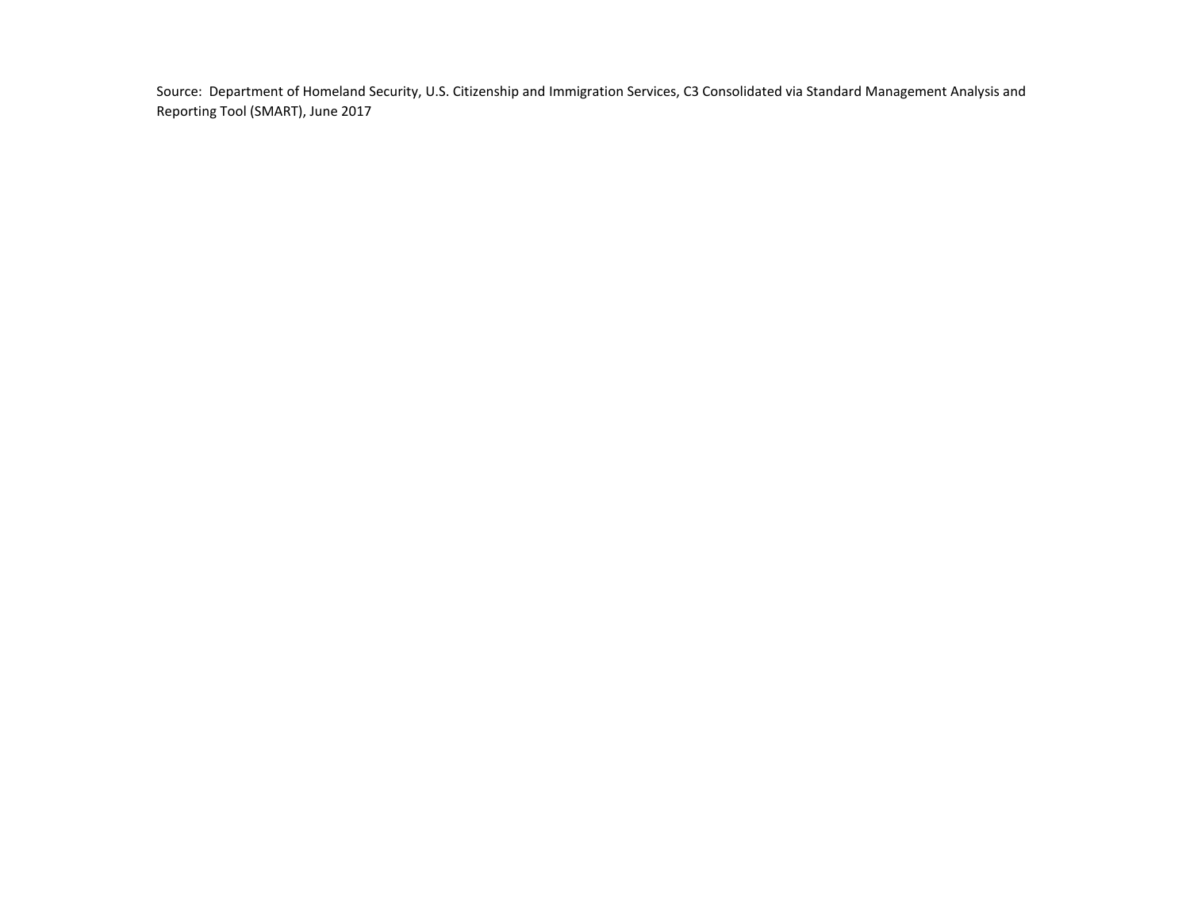Source: Department of Homeland Security, U.S. Citizenship and Immigration Services, C3 Consolidated via Standard Management Analysis and Reporting Tool (SMART), June 2017